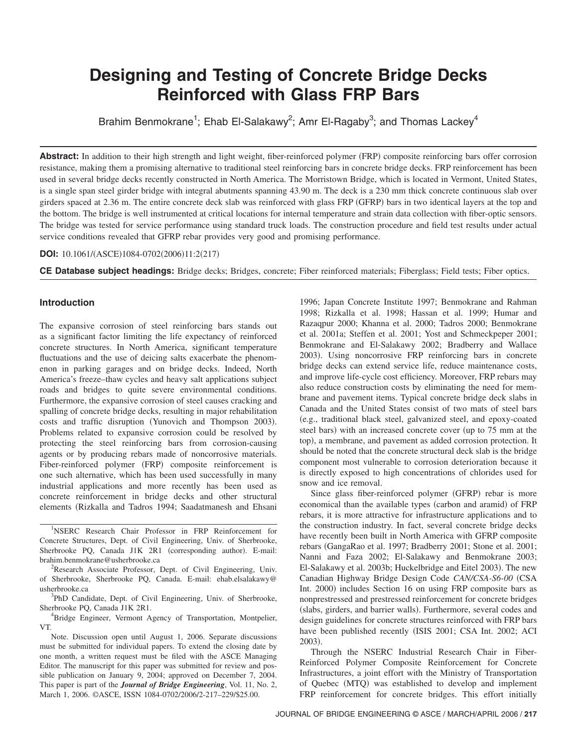# Designing and Testing of Concrete Bridge Decks Reinforced with Glass FRP Bars

Brahim Benmokrane[1]; Ehab El-Salakawy[2]; Amr El-Ragaby[3]; and Thomas Lackey[4]

**Abstract:** In addition to their high strength and light weight, fiber-reinforced polymer (FRP) composite reinforcing bars offer corrosion resistance, making them a promising alternative to traditional steel reinforcing bars in concrete bridge decks. FRP reinforcement has been used in several bridge decks recently constructed in North America. The Morristown Bridge, which is located in Vermont, United States, is a single span steel girder bridge with integral abutments spanning 43.90 m. The deck is a 230 mm thick concrete continuous slab over girders spaced at 2.36 m. The entire concrete deck slab was reinforced with glass FRP (GFRP) bars in two identical layers at the top and the bottom. The bridge is well instrumented at critical locations for internal temperature and strain data collection with fiber-optic sensors. The bridge was tested for service performance using standard truck loads. The construction procedure and field test results under actual service conditions revealed that GFRP rebar provides very good and promising performance.

**DOI:** 10.1061/(ASCE)1084-0702(2006)11:2(217)

**CE Database subject headings:** Bridge decks; Bridges, concrete; Fiber reinforced materials; Fiberglass; Field tests; Fiber optics.

## Introduction

The expansive corrosion of steel reinforcing bars stands out as a significant factor limiting the life expectancy of reinforced concrete structures. In North America, significant temperature fluctuations and the use of deicing salts exacerbate the phenomenon in parking garages and on bridge decks. Indeed, North America's freeze–thaw cycles and heavy salt applications subject roads and bridges to quite severe environmental conditions. Furthermore, the expansive corrosion of steel causes cracking and spalling of concrete bridge decks, resulting in major rehabilitation costs and traffic disruption (Yunovich and Thompson 2003). Problems related to expansive corrosion could be resolved by protecting the steel reinforcing bars from corrosion-causing agents or by producing rebars made of noncorrosive materials. Fiber-reinforced polymer (FRP) composite reinforcement is one such alternative, which has been used successfully in many industrial applications and more recently has been used as concrete reinforcement in bridge decks and other structural elements (Rizkalla and Tadros 1994; Saadatmanesh and Ehsani 1996; Japan Concrete Institute 1997; Benmokrane and Rahman 1998; Rizkalla et al. 1998; Hassan et al. 1999; Humar and Razaqpur 2000; Khanna et al. 2000; Tadros 2000; Benmokrane et al. 2001a; Steffen et al. 2001; Yost and Schmeckpeper 2001; Benmokrane and El-Salakawy 2002; Bradberry and Wallace 2003). Using noncorrosive FRP reinforcing bars in concrete bridge decks can extend service life, reduce maintenance costs, and improve life-cycle cost efficiency. Moreover, FRP rebars may also reduce construction costs by eliminating the need for membrane and pavement items. Typical concrete bridge deck slabs in Canada and the United States consist of two mats of steel bars (e.g., traditional black steel, galvanized steel, and epoxy-coated steel bars) with an increased concrete cover (up to 75 mm at the top), a membrane, and pavement as added corrosion protection. It should be noted that the concrete structural deck slab is the bridge component most vulnerable to corrosion deterioration because it is directly exposed to high concentrations of chlorides used for snow and ice removal.

Since glass fiber-reinforced polymer (GFRP) rebar is more economical than the available types (carbon and aramid) of FRP rebars, it is more attractive for infrastructure applications and to the construction industry. In fact, several concrete bridge decks have recently been built in North America with GFRP composite rebars (GangaRao et al. 1997; Bradberry 2001; Stone et al. 2001; Nanni and Faza 2002; El-Salakawy and Benmokrane 2003; El-Salakawy et al. 2003b; Huckelbridge and Eitel 2003). The new Canadian Highway Bridge Design Code *CAN/CSA-S6-00* (CSA Int. 2000) includes Section 16 on using FRP composite bars as nonprestressed and prestressed reinforcement for concrete bridges (slabs, girders, and barrier walls). Furthermore, several codes and design guidelines for concrete structures reinforced with FRP bars have been published recently (ISIS 2001; CSA Int. 2002; ACI 2003).

Through the NSERC Industrial Research Chair in Fiber-Reinforced Polymer Composite Reinforcement for Concrete Infrastructures, a joint effort with the Ministry of Transportation of Quebec (MTQ) was established to develop and implement FRP reinforcement for concrete bridges. This effort initially

---

[1]NSERC Research Chair Professor in FRP Reinforcement for Concrete Structures, Dept. of Civil Engineering, Univ. of Sherbrooke, Sherbrooke PQ, Canada J1K 2R1 (corresponding author). E-mail: brahim.benmokrane@usherbrooke.ca

[2]Research Associate Professor, Dept. of Civil Engineering, Univ. of Sherbrooke, Sherbrooke PQ, Canada. E-mail: ehab.elsalakawy@usherbrooke.ca

[3]PhD Candidate, Dept. of Civil Engineering, Univ. of Sherbrooke, Sherbrooke PQ, Canada J1K 2R1.

[4]Bridge Engineer, Vermont Agency of Transportation, Montpelier, VT.

Note. Discussion open until August 1, 2006. Separate discussions must be submitted for individual papers. To extend the closing date by one month, a written request must be filed with the ASCE Managing Editor. The manuscript for this paper was submitted for review and possible publication on January 9, 2004; approved on December 7, 2004. This paper is part of the ***Journal of Bridge Engineering***, Vol. 11, No. 2, March 1, 2006. ©ASCE, ISSN 1084-0702/2006/2-217–229/$25.00.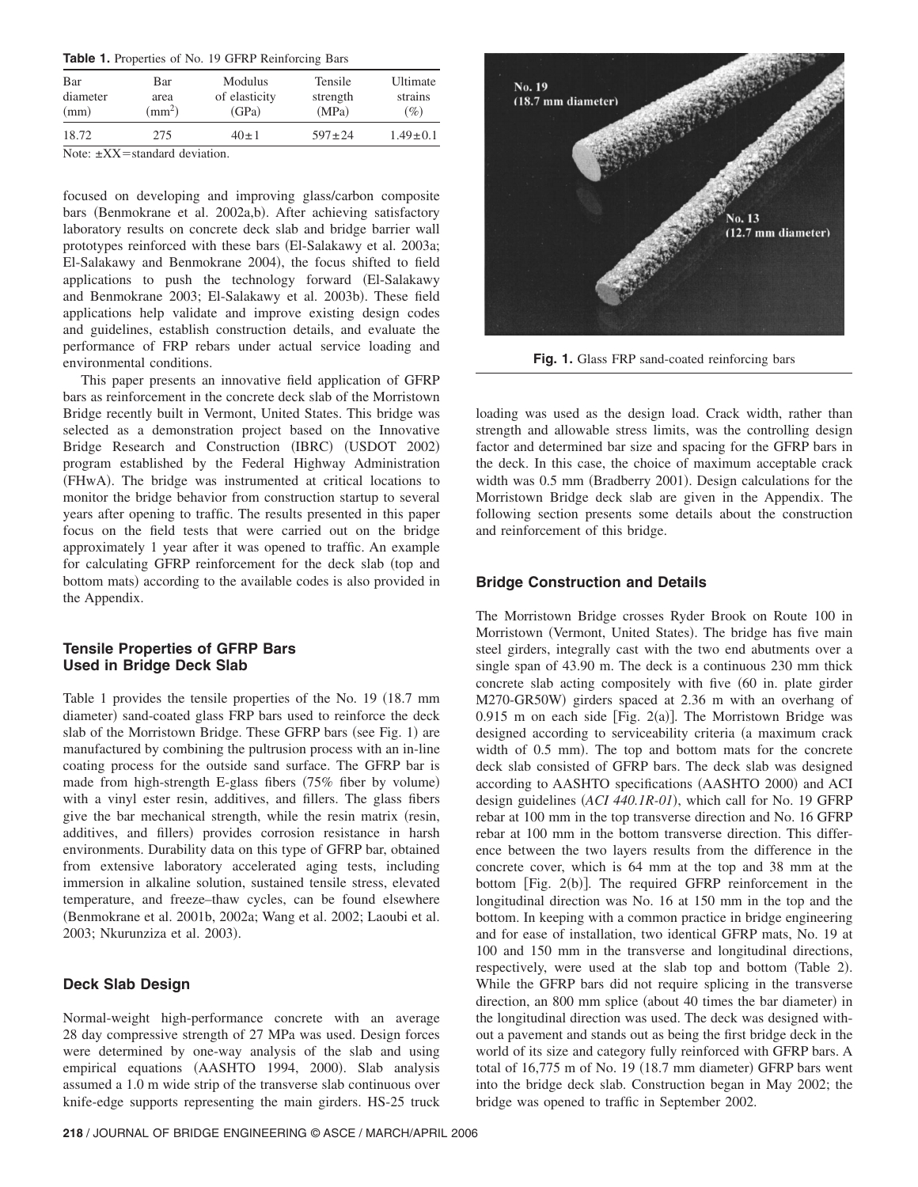**Table 1.** Properties of No. 19 GFRP Reinforcing Bars

| Bar diameter (mm) | Bar area ($mm^2$) | Modulus of elasticity (GPa) | Tensile strength (MPa) | Ultimate strains (%) |
|---|---|---|---|---|
| 18.72 | 275 | 40±1 | 597±24 | 1.49±0.1 |

Note: ±XX=standard deviation.

focused on developing and improving glass/carbon composite bars (Benmokrane et al. 2002a,b). After achieving satisfactory laboratory results on concrete deck slab and bridge barrier wall prototypes reinforced with these bars (El-Salakawy et al. 2003a; El-Salakawy and Benmokrane 2004), the focus shifted to field applications to push the technology forward (El-Salakawy and Benmokrane 2003; El-Salakawy et al. 2003b). These field applications help validate and improve existing design codes and guidelines, establish construction details, and evaluate the performance of FRP rebars under actual service loading and environmental conditions.

This paper presents an innovative field application of GFRP bars as reinforcement in the concrete deck slab of the Morristown Bridge recently built in Vermont, United States. This bridge was selected as a demonstration project based on the Innovative Bridge Research and Construction (IBRC) (USDOT 2002) program established by the Federal Highway Administration (FHwA). The bridge was instrumented at critical locations to monitor the bridge behavior from construction startup to several years after opening to traffic. The results presented in this paper focus on the field tests that were carried out on the bridge approximately 1 year after it was opened to traffic. An example for calculating GFRP reinforcement for the deck slab (top and bottom mats) according to the available codes is also provided in the Appendix.

## Tensile Properties of GFRP Bars Used in Bridge Deck Slab

Table 1 provides the tensile properties of the No. 19 (18.7 mm diameter) sand-coated glass FRP bars used to reinforce the deck slab of the Morristown Bridge. These GFRP bars (see Fig. 1) are manufactured by combining the pultrusion process with an in-line coating process for the outside sand surface. The GFRP bar is made from high-strength E-glass fibers (75% fiber by volume) with a vinyl ester resin, additives, and fillers. The glass fibers give the bar mechanical strength, while the resin matrix (resin, additives, and fillers) provides corrosion resistance in harsh environments. Durability data on this type of GFRP bar, obtained from extensive laboratory accelerated aging tests, including immersion in alkaline solution, sustained tensile stress, elevated temperature, and freeze–thaw cycles, can be found elsewhere (Benmokrane et al. 2001b, 2002a; Wang et al. 2002; Laoubi et al. 2003; Nkurunziza et al. 2003).

## Deck Slab Design

Normal-weight high-performance concrete with an average 28 day compressive strength of 27 MPa was used. Design forces were determined by one-way analysis of the slab and using empirical equations (AASHTO 1994, 2000). Slab analysis assumed a 1.0 m wide strip of the transverse slab continuous over knife-edge supports representing the main girders. HS-25 truck loading was used as the design load. Crack width, rather than strength and allowable stress limits, was the controlling design factor and determined bar size and spacing for the GFRP bars in the deck. In this case, the choice of maximum acceptable crack width was 0.5 mm (Bradberry 2001). Design calculations for the Morristown Bridge deck slab are given in the Appendix. The following section presents some details about the construction and reinforcement of this bridge.

**Fig. 1.** Glass FRP sand-coated reinforcing bars

## Bridge Construction and Details

The Morristown Bridge crosses Ryder Brook on Route 100 in Morristown (Vermont, United States). The bridge has five main steel girders, integrally cast with the two end abutments over a single span of 43.90 m. The deck is a continuous 230 mm thick concrete slab acting compositely with five (60 in. plate girder M270-GR50W) girders spaced at 2.36 m with an overhang of 0.915 m on each side [Fig. 2(a)]. The Morristown Bridge was designed according to serviceability criteria (a maximum crack width of 0.5 mm). The top and bottom mats for the concrete deck slab consisted of GFRP bars. The deck slab was designed according to AASHTO specifications (AASHTO 2000) and ACI design guidelines (*ACI 440.1R-01*), which call for No. 19 GFRP rebar at 100 mm in the top transverse direction and No. 16 GFRP rebar at 100 mm in the bottom transverse direction. This difference between the two layers results from the difference in the concrete cover, which is 64 mm at the top and 38 mm at the bottom [Fig. 2(b)]. The required GFRP reinforcement in the longitudinal direction was No. 16 at 150 mm in the top and the bottom. In keeping with a common practice in bridge engineering and for ease of installation, two identical GFRP mats, No. 19 at 100 and 150 mm in the transverse and longitudinal directions, respectively, were used at the slab top and bottom (Table 2). While the GFRP bars did not require splicing in the transverse direction, an 800 mm splice (about 40 times the bar diameter) in the longitudinal direction was used. The deck was designed without a pavement and stands out as being the first bridge deck in the world of its size and category fully reinforced with GFRP bars. A total of 16,775 m of No. 19 (18.7 mm diameter) GFRP bars went into the bridge deck slab. Construction began in May 2002; the bridge was opened to traffic in September 2002.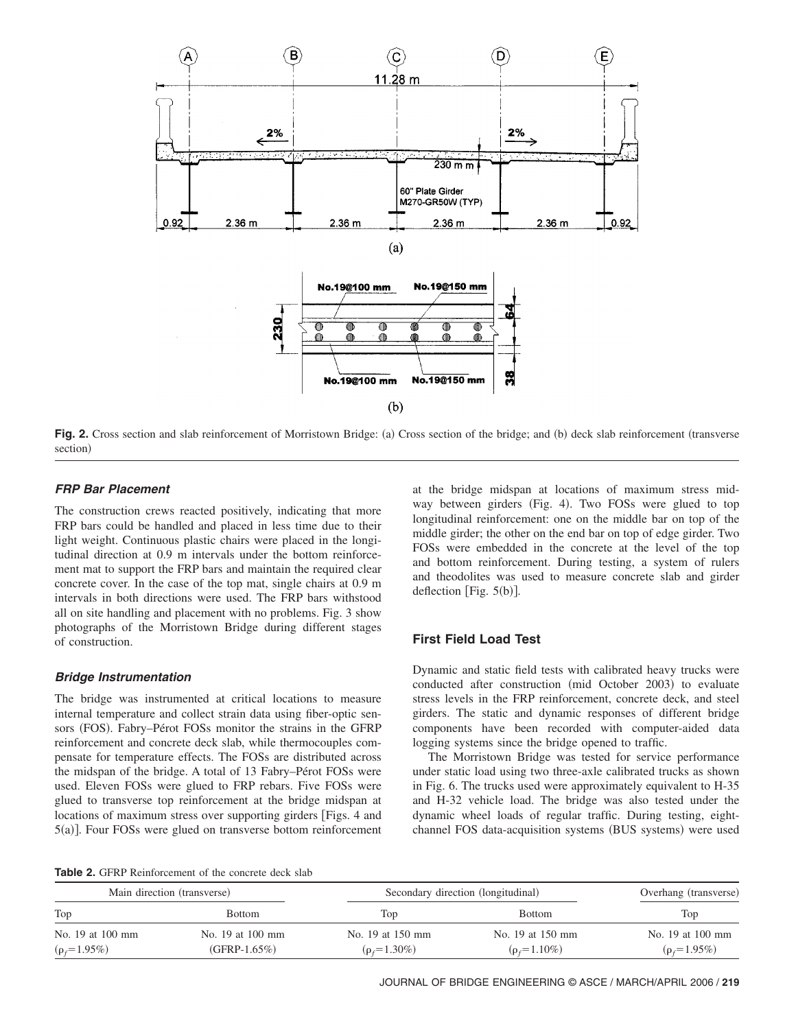Fig. 2. Cross section and slab reinforcement of Morristown Bridge: (a) Cross section of the bridge; and (b) deck slab reinforcement (transverse section)

### FRP Bar Placement

The construction crews reacted positively, indicating that more FRP bars could be handled and placed in less time due to their light weight. Continuous plastic chairs were placed in the longitudinal direction at 0.9 m intervals under the bottom reinforcement mat to support the FRP bars and maintain the required clear concrete cover. In the case of the top mat, single chairs at 0.9 m intervals in both directions were used. The FRP bars withstood all on site handling and placement with no problems. Fig. 3 show photographs of the Morristown Bridge during different stages of construction.

### Bridge Instrumentation

The bridge was instrumented at critical locations to measure internal temperature and collect strain data using fiber-optic sensors (FOS). Fabry–Pérot FOSs monitor the strains in the GFRP reinforcement and concrete deck slab, while thermocouples compensate for temperature effects. The FOSs are distributed across the midspan of the bridge. A total of 13 Fabry–Pérot FOSs were used. Eleven FOSs were glued to FRP rebars. Five FOSs were glued to transverse top reinforcement at the bridge midspan at locations of maximum stress over supporting girders [Figs. 4 and 5(a)]. Four FOSs were glued on transverse bottom reinforcement at the bridge midspan at locations of maximum stress midway between girders (Fig. 4). Two FOSs were glued to top longitudinal reinforcement: one on the middle bar on top of the middle girder; the other on the end bar on top of edge girder. Two FOSs were embedded in the concrete at the level of the top and bottom reinforcement. During testing, a system of rulers and theodolites was used to measure concrete slab and girder deflection [Fig. 5(b)].

## First Field Load Test

Dynamic and static field tests with calibrated heavy trucks were conducted after construction (mid October 2003) to evaluate stress levels in the FRP reinforcement, concrete deck, and steel girders. The static and dynamic responses of different bridge components have been recorded with computer-aided data logging systems since the bridge opened to traffic.

The Morristown Bridge was tested for service performance under static load using two three-axle calibrated trucks as shown in Fig. 6. The trucks used were approximately equivalent to H-35 and H-32 vehicle load. The bridge was also tested under the dynamic wheel loads of regular traffic. During testing, eight-channel FOS data-acquisition systems (BUS systems) were used

**Table 2.** GFRP Reinforcement of the concrete deck slab

| Main direction (transverse) | | Secondary direction (longitudinal) | | Overhang (transverse) |
|---|---|---|---|---|
| Top | Bottom | Top | Bottom | Top |
| No. 19 at 100 mm ($\rho_f$=1.95%) | No. 19 at 100 mm (GFRP-1.65%) | No. 19 at 150 mm ($\rho_f$=1.30%) | No. 19 at 150 mm ($\rho_f$=1.10%) | No. 19 at 100 mm ($\rho_f$=1.95%) |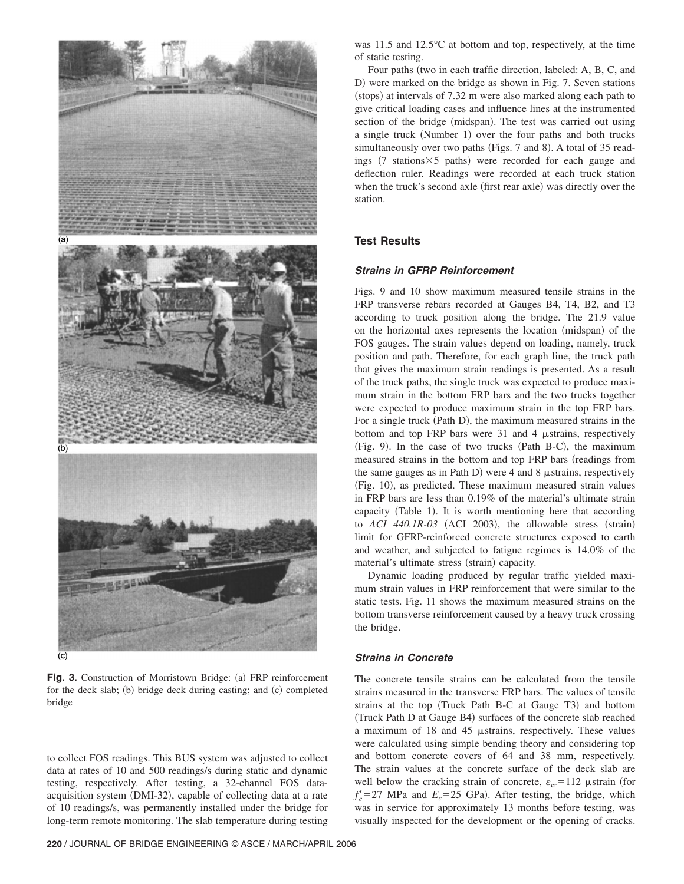Fig. 3. Construction of Morristown Bridge: (a) FRP reinforcement for the deck slab; (b) bridge deck during casting; and (c) completed bridge

to collect FOS readings. This BUS system was adjusted to collect data at rates of 10 and 500 readings/s during static and dynamic testing, respectively. After testing, a 32-channel FOS data-acquisition system (DMI-32), capable of collecting data at a rate of 10 readings/s, was permanently installed under the bridge for long-term remote monitoring. The slab temperature during testing was 11.5 and 12.5°C at bottom and top, respectively, at the time of static testing.

Four paths (two in each traffic direction, labeled: A, B, C, and D) were marked on the bridge as shown in Fig. 7. Seven stations (stops) at intervals of 7.32 m were also marked along each path to give critical loading cases and influence lines at the instrumented section of the bridge (midspan). The test was carried out using a single truck (Number 1) over the four paths and both trucks simultaneously over two paths (Figs. 7 and 8). A total of 35 readings (7 stations×5 paths) were recorded for each gauge and deflection ruler. Readings were recorded at each truck station when the truck's second axle (first rear axle) was directly over the station.

## Test Results

### *Strains in GFRP Reinforcement*

Figs. 9 and 10 show maximum measured tensile strains in the FRP transverse rebars recorded at Gauges B4, T4, B2, and T3 according to truck position along the bridge. The 21.9 value on the horizontal axes represents the location (midspan) of the FOS gauges. The strain values depend on loading, namely, truck position and path. Therefore, for each graph line, the truck path that gives the maximum strain readings is presented. As a result of the truck paths, the single truck was expected to produce maximum strain in the bottom FRP bars and the two trucks together were expected to produce maximum strain in the top FRP bars. For a single truck (Path D), the maximum measured strains in the bottom and top FRP bars were 31 and 4 μstrains, respectively (Fig. 9). In the case of two trucks (Path B-C), the maximum measured strains in the bottom and top FRP bars (readings from the same gauges as in Path D) were 4 and 8 μstrains, respectively (Fig. 10), as predicted. These maximum measured strain values in FRP bars are less than 0.19% of the material's ultimate strain capacity (Table 1). It is worth mentioning here that according to *ACI 440.1R-03* (ACI 2003), the allowable stress (strain) limit for GFRP-reinforced concrete structures exposed to earth and weather, and subjected to fatigue regimes is 14.0% of the material's ultimate stress (strain) capacity.

Dynamic loading produced by regular traffic yielded maximum strain values in FRP reinforcement that were similar to the static tests. Fig. 11 shows the maximum measured strains on the bottom transverse reinforcement caused by a heavy truck crossing the bridge.

### *Strains in Concrete*

The concrete tensile strains can be calculated from the tensile strains measured in the transverse FRP bars. The values of tensile strains at the top (Truck Path B-C at Gauge T3) and bottom (Truck Path D at Gauge B4) surfaces of the concrete slab reached a maximum of 18 and 45 μstrains, respectively. These values were calculated using simple bending theory and considering top and bottom concrete covers of 64 and 38 mm, respectively. The strain values at the concrete surface of the deck slab are well below the cracking strain of concrete, $\varepsilon_{cr}=112$ μstrain (for $f'_c=27$ MPa and $E_c=25$ GPa). After testing, the bridge, which was in service for approximately 13 months before testing, was visually inspected for the development or the opening of cracks.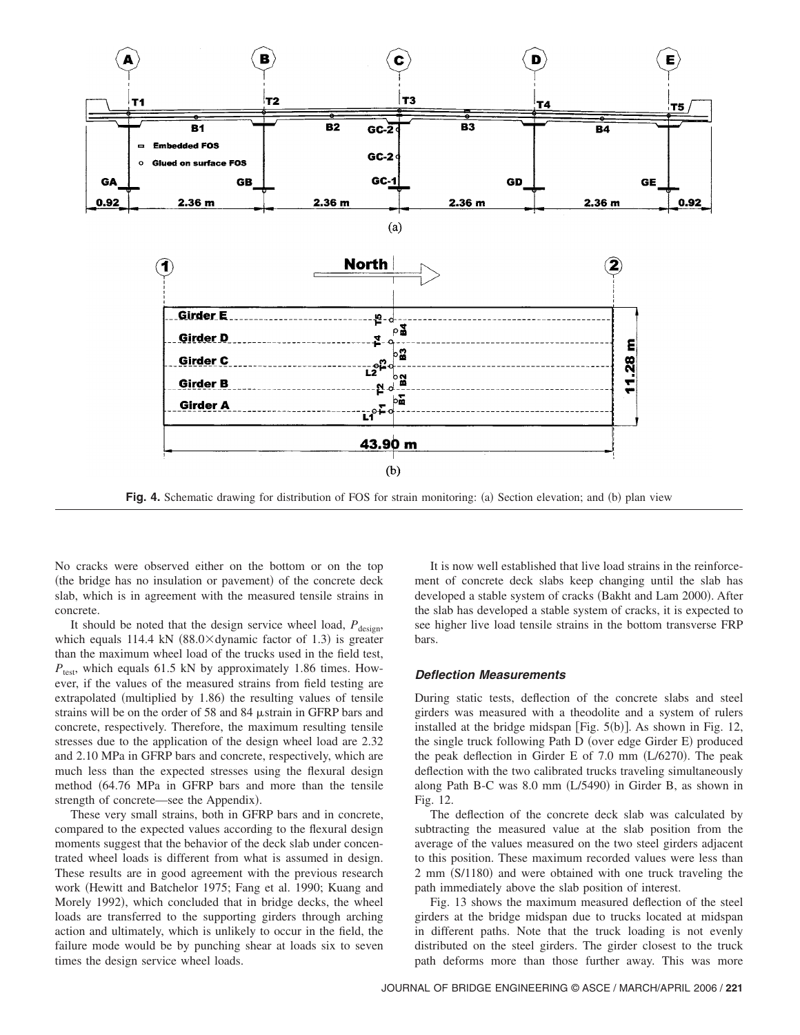Fig. 4. Schematic drawing for distribution of FOS for strain monitoring: (a) Section elevation; and (b) plan view

No cracks were observed either on the bottom or on the top (the bridge has no insulation or pavement) of the concrete deck slab, which is in agreement with the measured tensile strains in concrete.

It should be noted that the design service wheel load, $P_{\text{design}}$, which equals 114.4 kN ($88.0\times$dynamic factor of 1.3) is greater than the maximum wheel load of the trucks used in the field test, $P_{\text{test}}$, which equals 61.5 kN by approximately 1.86 times. However, if the values of the measured strains from field testing are extrapolated (multiplied by 1.86) the resulting values of tensile strains will be on the order of 58 and 84 $\mu$strain in GFRP bars and concrete, respectively. Therefore, the maximum resulting tensile stresses due to the application of the design wheel load are 2.32 and 2.10 MPa in GFRP bars and concrete, respectively, which are much less than the expected stresses using the flexural design method (64.76 MPa in GFRP bars and more than the tensile strength of concrete—see the Appendix).

These very small strains, both in GFRP bars and in concrete, compared to the expected values according to the flexural design moments suggest that the behavior of the deck slab under concentrated wheel loads is different from what is assumed in design. These results are in good agreement with the previous research work (Hewitt and Batchelor 1975; Fang et al. 1990; Kuang and Morely 1992), which concluded that in bridge decks, the wheel loads are transferred to the supporting girders through arching action and ultimately, which is unlikely to occur in the field, the failure mode would be by punching shear at loads six to seven times the design service wheel loads.

It is now well established that live load strains in the reinforcement of concrete deck slabs keep changing until the slab has developed a stable system of cracks (Bakht and Lam 2000). After the slab has developed a stable system of cracks, it is expected to see higher live load tensile strains in the bottom transverse FRP bars.

### *Deflection Measurements*

During static tests, deflection of the concrete slabs and steel girders was measured with a theodolite and a system of rulers installed at the bridge midspan [Fig. 5(b)]. As shown in Fig. 12, the single truck following Path D (over edge Girder E) produced the peak deflection in Girder E of 7.0 mm (L/6270). The peak deflection with the two calibrated trucks traveling simultaneously along Path B-C was 8.0 mm (L/5490) in Girder B, as shown in Fig. 12.

The deflection of the concrete deck slab was calculated by subtracting the measured value at the slab position from the average of the values measured on the two steel girders adjacent to this position. These maximum recorded values were less than 2 mm (S/1180) and were obtained with one truck traveling the path immediately above the slab position of interest.

Fig. 13 shows the maximum measured deflection of the steel girders at the bridge midspan due to trucks located at midspan in different paths. Note that the truck loading is not evenly distributed on the steel girders. The girder closest to the truck path deforms more than those further away. This was more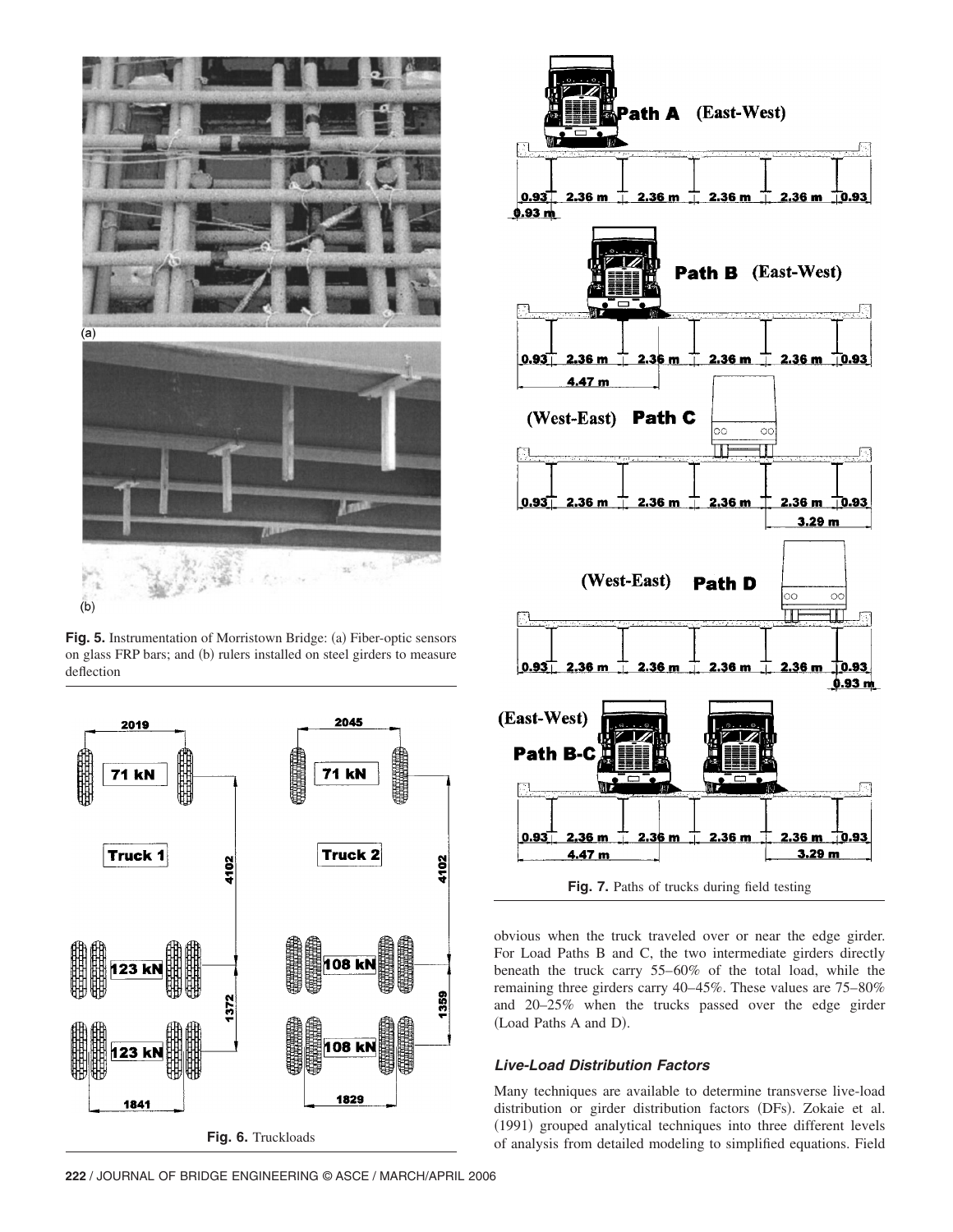**Fig. 5.** Instrumentation of Morristown Bridge: (a) Fiber-optic sensors on glass FRP bars; and (b) rulers installed on steel girders to measure deflection

**Fig. 6.** Truckloads

**Fig. 7.** Paths of trucks during field testing

obvious when the truck traveled over or near the edge girder. For Load Paths B and C, the two intermediate girders directly beneath the truck carry 55–60% of the total load, while the remaining three girders carry 40–45%. These values are 75–80% and 20–25% when the trucks passed over the edge girder (Load Paths A and D).

### *Live-Load Distribution Factors*

Many techniques are available to determine transverse live-load distribution or girder distribution factors (DFs). Zokaie et al. (1991) grouped analytical techniques into three different levels of analysis from detailed modeling to simplified equations. Field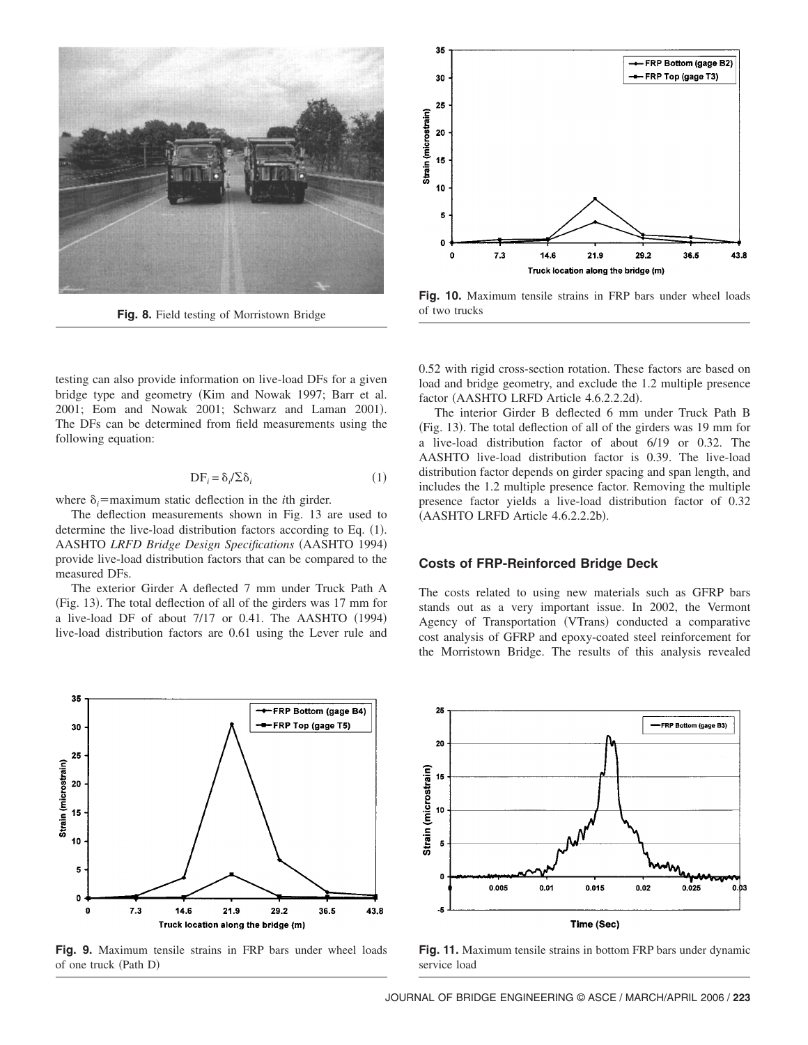Fig. 8. Field testing of Morristown Bridge

Fig. 10. Maximum tensile strains in FRP bars under wheel loads of two trucks

testing can also provide information on live-load DFs for a given bridge type and geometry (Kim and Nowak 1997; Barr et al. 2001; Eom and Nowak 2001; Schwarz and Laman 2001). The DFs can be determined from field measurements using the following equation:

$$\mathrm{DF}_i = \delta_i / \Sigma \delta_i \tag{1}$$

where $\delta_i$=maximum static deflection in the *i*th girder.

The deflection measurements shown in Fig. 13 are used to determine the live-load distribution factors according to Eq. (1). AASHTO *LRFD Bridge Design Specifications* (AASHTO 1994) provide live-load distribution factors that can be compared to the measured DFs.

The exterior Girder A deflected 7 mm under Truck Path A (Fig. 13). The total deflection of all of the girders was 17 mm for a live-load DF of about 7/17 or 0.41. The AASHTO (1994) live-load distribution factors are 0.61 using the Lever rule and 0.52 with rigid cross-section rotation. These factors are based on load and bridge geometry, and exclude the 1.2 multiple presence factor (AASHTO LRFD Article 4.6.2.2.2d).

The interior Girder B deflected 6 mm under Truck Path B (Fig. 13). The total deflection of all of the girders was 19 mm for a live-load distribution factor of about 6/19 or 0.32. The AASHTO live-load distribution factor is 0.39. The live-load distribution factor depends on girder spacing and span length, and includes the 1.2 multiple presence factor. Removing the multiple presence factor yields a live-load distribution factor of 0.32 (AASHTO LRFD Article 4.6.2.2.2b).

## Costs of FRP-Reinforced Bridge Deck

The costs related to using new materials such as GFRP bars stands out as a very important issue. In 2002, the Vermont Agency of Transportation (VTrans) conducted a comparative cost analysis of GFRP and epoxy-coated steel reinforcement for the Morristown Bridge. The results of this analysis revealed

Fig. 9. Maximum tensile strains in FRP bars under wheel loads of one truck (Path D)

Fig. 11. Maximum tensile strains in bottom FRP bars under dynamic service load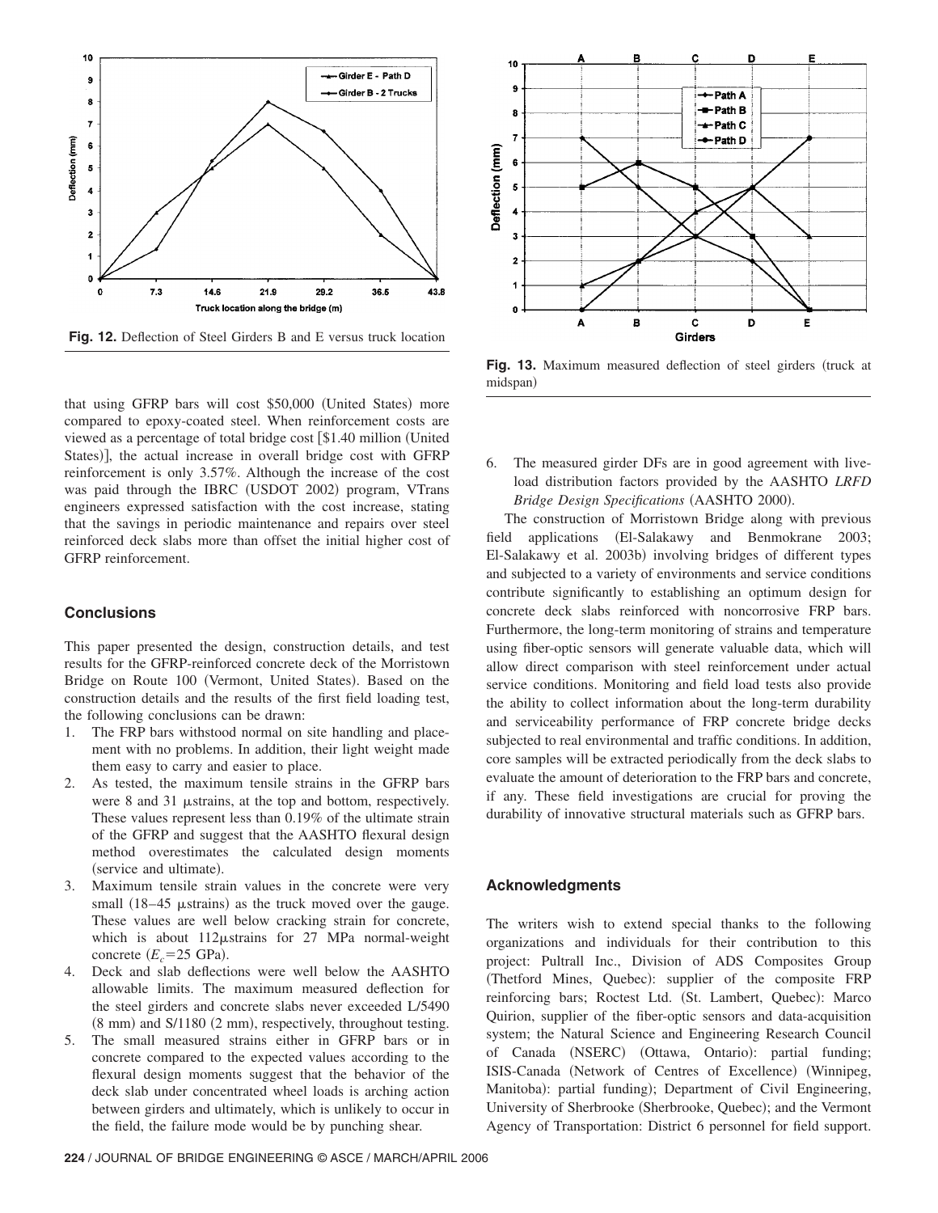Fig. 12. Deflection of Steel Girders B and E versus truck location

Fig. 13. Maximum measured deflection of steel girders (truck at midspan)

that using GFRP bars will cost $50,000 (United States) more compared to epoxy-coated steel. When reinforcement costs are viewed as a percentage of total bridge cost [$1.40 million (United States)], the actual increase in overall bridge cost with GFRP reinforcement is only 3.57%. Although the increase of the cost was paid through the IBRC (USDOT 2002) program, VTrans engineers expressed satisfaction with the cost increase, stating that the savings in periodic maintenance and repairs over steel reinforced deck slabs more than offset the initial higher cost of GFRP reinforcement.

## Conclusions

This paper presented the design, construction details, and test results for the GFRP-reinforced concrete deck of the Morristown Bridge on Route 100 (Vermont, United States). Based on the construction details and the results of the first field loading test, the following conclusions can be drawn:

1. The FRP bars withstood normal on site handling and placement with no problems. In addition, their light weight made them easy to carry and easier to place.
2. As tested, the maximum tensile strains in the GFRP bars were 8 and 31 μstrains, at the top and bottom, respectively. These values represent less than 0.19% of the ultimate strain of the GFRP and suggest that the AASHTO flexural design method overestimates the calculated design moments (service and ultimate).
3. Maximum tensile strain values in the concrete were very small (18–45 μstrains) as the truck moved over the gauge. These values are well below cracking strain for concrete, which is about 112μstrains for 27 MPa normal-weight concrete ($E_c$=25 GPa).
4. Deck and slab deflections were well below the AASHTO allowable limits. The maximum measured deflection for the steel girders and concrete slabs never exceeded L/5490 (8 mm) and S/1180 (2 mm), respectively, throughout testing.
5. The small measured strains either in GFRP bars or in concrete compared to the expected values according to the flexural design moments suggest that the behavior of the deck slab under concentrated wheel loads is arching action between girders and ultimately, which is unlikely to occur in the field, the failure mode would be by punching shear.
6. The measured girder DFs are in good agreement with live-load distribution factors provided by the AASHTO *LRFD Bridge Design Specifications* (AASHTO 2000).

The construction of Morristown Bridge along with previous field applications (El-Salakawy and Benmokrane 2003; El-Salakawy et al. 2003b) involving bridges of different types and subjected to a variety of environments and service conditions contribute significantly to establishing an optimum design for concrete deck slabs reinforced with noncorrosive FRP bars. Furthermore, the long-term monitoring of strains and temperature using fiber-optic sensors will generate valuable data, which will allow direct comparison with steel reinforcement under actual service conditions. Monitoring and field load tests also provide the ability to collect information about the long-term durability and serviceability performance of FRP concrete bridge decks subjected to real environmental and traffic conditions. In addition, core samples will be extracted periodically from the deck slabs to evaluate the amount of deterioration to the FRP bars and concrete, if any. These field investigations are crucial for proving the durability of innovative structural materials such as GFRP bars.

## Acknowledgments

The writers wish to extend special thanks to the following organizations and individuals for their contribution to this project: Pultrall Inc., Division of ADS Composites Group (Thetford Mines, Quebec): supplier of the composite FRP reinforcing bars; Roctest Ltd. (St. Lambert, Quebec): Marco Quirion, supplier of the fiber-optic sensors and data-acquisition system; the Natural Science and Engineering Research Council of Canada (NSERC) (Ottawa, Ontario): partial funding; ISIS-Canada (Network of Centres of Excellence) (Winnipeg, Manitoba): partial funding); Department of Civil Engineering, University of Sherbrooke (Sherbrooke, Quebec); and the Vermont Agency of Transportation: District 6 personnel for field support.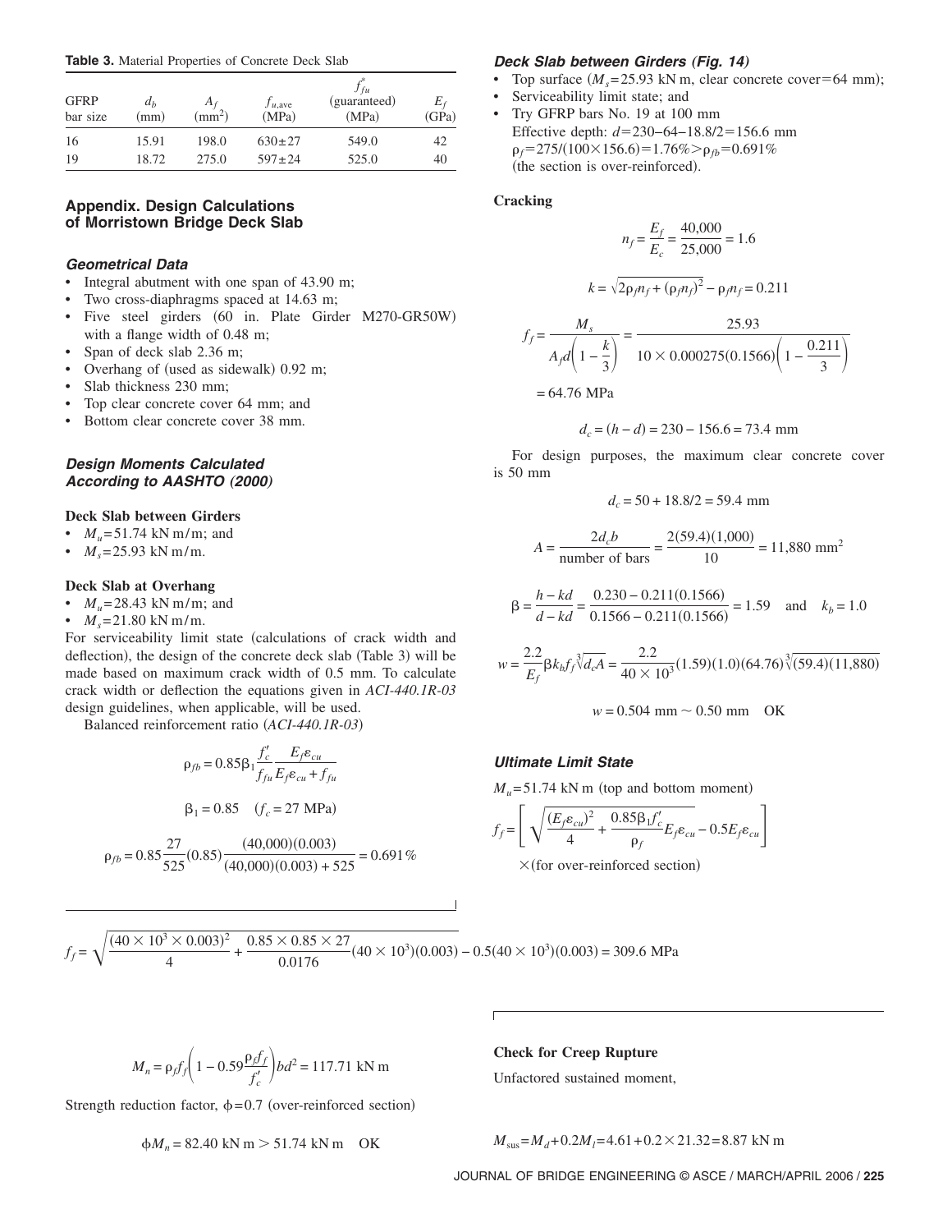**Table 3.** Material Properties of Concrete Deck Slab

| GFRP bar size | $d_b$ (mm) | $A_f$ (mm$^2$) | $f_{u,\text{ave}}$ (MPa) | $f^*_{fu}$ (guaranteed) (MPa) | $E_f$ (GPa) |
|---|---|---|---|---|---|
| 16 | 15.91 | 198.0 | 630±27 | 549.0 | 42 |
| 19 | 18.72 | 275.0 | 597±24 | 525.0 | 40 |

## Appendix. Design Calculations of Morristown Bridge Deck Slab

### Geometrical Data

- Integral abutment with one span of 43.90 m;
- Two cross-diaphragms spaced at 14.63 m;
- Five steel girders (60 in. Plate Girder M270-GR50W) with a flange width of 0.48 m;
- Span of deck slab 2.36 m;
- Overhang of (used as sidewalk) 0.92 m;
- Slab thickness 230 mm;
- Top clear concrete cover 64 mm; and
- Bottom clear concrete cover 38 mm.

### Design Moments Calculated According to AASHTO (2000)

**Deck Slab between Girders**

- $M_u$=51.74 kN m/m; and
- $M_s$=25.93 kN m/m.

**Deck Slab at Overhang**

- $M_u$=28.43 kN m/m; and
- $M_s$=21.80 kN m/m.

For serviceability limit state (calculations of crack width and deflection), the design of the concrete deck slab (Table 3) will be made based on maximum crack width of 0.5 mm. To calculate crack width or deflection the equations given in *ACI-440.1R-03* design guidelines, when applicable, will be used.

Balanced reinforcement ratio (*ACI-440.1R-03*)

$$\rho_{fb} = 0.85\beta_1 \frac{f'_c}{f_{fu}} \frac{E_f \varepsilon_{cu}}{E_f \varepsilon_{cu} + f_{fu}}$$

$$\beta_1 = 0.85 \quad (f_c = 27 \text{ MPa})$$

$$\rho_{fb} = 0.85 \frac{27}{525}(0.85) \frac{(40{,}000)(0.003)}{(40{,}000)(0.003) + 525} = 0.691\%$$

### Deck Slab between Girders (Fig. 14)

- Top surface ($M_s$=25.93 kN m, clear concrete cover=64 mm);
- Serviceability limit state; and
- Try GFRP bars No. 19 at 100 mm
  Effective depth: $d$=230−64−18.8/2=156.6 mm
  $\rho_f$=275/(100×156.6)=1.76%>$\rho_{fb}$=0.691%
  (the section is over-reinforced).

**Cracking**

$$n_f = \frac{E_f}{E_c} = \frac{40{,}000}{25{,}000} = 1.6$$

$$k = \sqrt{2\rho_f n_f + (\rho_f n_f)^2} - \rho_f n_f = 0.211$$

$$f_f = \frac{M_s}{A_f d\left(1 - \frac{k}{3}\right)} = \frac{25.93}{10 \times 0.000275(0.1566)\left(1 - \frac{0.211}{3}\right)}$$

$$= 64.76 \text{ MPa}$$

$$d_c = (h - d) = 230 - 156.6 = 73.4 \text{ mm}$$

For design purposes, the maximum clear concrete cover is 50 mm

$$d_c = 50 + 18.8/2 = 59.4 \text{ mm}$$

$$A = \frac{2d_c b}{\text{number of bars}} = \frac{2(59.4)(1{,}000)}{10} = 11{,}880 \text{ mm}^2$$

$$\beta = \frac{h - kd}{d - kd} = \frac{0.230 - 0.211(0.1566)}{0.1566 - 0.211(0.1566)} = 1.59 \quad \text{and} \quad k_b = 1.0$$

$$w = \frac{2.2}{E_f}\beta k_b f_f \sqrt[3]{d_c A} = \frac{2.2}{40 \times 10^3}(1.59)(1.0)(64.76)\sqrt[3]{(59.4)(11{,}880)}$$

$$w = 0.504 \text{ mm} \sim 0.50 \text{ mm} \quad \text{OK}$$

### Ultimate Limit State

$M_u$=51.74 kN m (top and bottom moment)

$$f_f = \left[\sqrt{\frac{(E_f \varepsilon_{cu})^2}{4} + \frac{0.85\beta_1 f'_c}{\rho_f} E_f \varepsilon_{cu}} - 0.5 E_f \varepsilon_{cu}\right]$$

×(for over-reinforced section)

$$f_f = \sqrt{\frac{(40 \times 10^3 \times 0.003)^2}{4} + \frac{0.85 \times 0.85 \times 27}{0.0176}(40 \times 10^3)(0.003)} - 0.5(40 \times 10^3)(0.003) = 309.6 \text{ MPa}$$

$$M_n = \rho_f f_f \left(1 - 0.59 \frac{\rho_f f_f}{f'_c}\right) b d^2 = 117.71 \text{ kN m}$$

Strength reduction factor, $\phi$=0.7 (over-reinforced section)

$$\phi M_n = 82.40 \text{ kN m} > 51.74 \text{ kN m} \quad \text{OK}$$

**Check for Creep Rupture**

Unfactored sustained moment,

$$M_{\text{sus}} = M_d + 0.2M_l = 4.61 + 0.2 \times 21.32 = 8.87 \text{ kN m}$$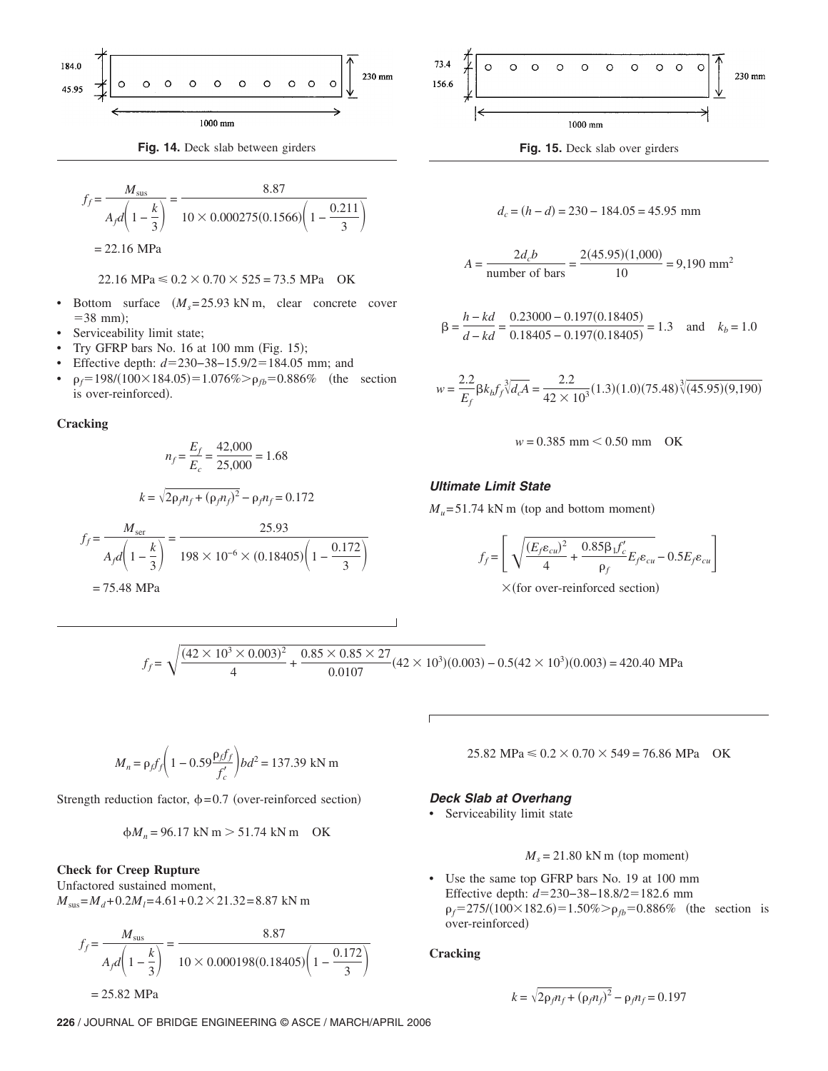184.0

45.95

230 mm

1000 mm

**Fig. 14.** Deck slab between girders

73.4

156.6

230 mm

1000 mm

**Fig. 15.** Deck slab over girders

$$f_f = \frac{M_{\text{sus}}}{A_f d\left(1 - \frac{k}{3}\right)} = \frac{8.87}{10 \times 0.000275(0.1566)\left(1 - \frac{0.211}{3}\right)}$$

$$= 22.16 \text{ MPa}$$

$$22.16 \text{ MPa} \leq 0.2 \times 0.70 \times 525 = 73.5 \text{ MPa} \quad \text{OK}$$

- Bottom surface ($M_s = 25.93$ kN m, clear concrete cover $= 38$ mm);
- Serviceability limit state;
- Try GFRP bars No. 16 at 100 mm (Fig. 15);
- Effective depth: $d = 230 - 38 - 15.9/2 = 184.05$ mm; and
- $\rho_f = 198/(100 \times 184.05) = 1.076\% > \rho_{fb} = 0.886\%$ (the section is over-reinforced).

**Cracking**

$$n_f = \frac{E_f}{E_c} = \frac{42{,}000}{25{,}000} = 1.68$$

$$k = \sqrt{2\rho_f n_f + (\rho_f n_f)^2} - \rho_f n_f = 0.172$$

$$f_f = \frac{M_{\text{ser}}}{A_f d\left(1 - \frac{k}{3}\right)} = \frac{25.93}{198 \times 10^{-6} \times (0.18405)\left(1 - \frac{0.172}{3}\right)}$$

$$= 75.48 \text{ MPa}$$

$$d_c = (h - d) = 230 - 184.05 = 45.95 \text{ mm}$$

$$A = \frac{2 d_c b}{\text{number of bars}} = \frac{2(45.95)(1{,}000)}{10} = 9{,}190 \text{ mm}^2$$

$$\beta = \frac{h - kd}{d - kd} = \frac{0.23000 - 0.197(0.18405)}{0.18405 - 0.197(0.18405)} = 1.3 \quad \text{and} \quad k_b = 1.0$$

$$w = \frac{2.2}{E_f}\beta k_b f_f \sqrt[3]{d_c A} = \frac{2.2}{42 \times 10^3}(1.3)(1.0)(75.48)\sqrt[3]{(45.95)(9{,}190)}$$

$$w = 0.385 \text{ mm} < 0.50 \text{ mm} \quad \text{OK}$$

### *Ultimate Limit State*

$M_u = 51.74$ kN m (top and bottom moment)

$$f_f = \left[\sqrt{\frac{(E_f \varepsilon_{cu})^2}{4} + \frac{0.85\beta_1 f_c'}{\rho_f} E_f \varepsilon_{cu}} - 0.5 E_f \varepsilon_{cu}\right]$$

$\times$(for over-reinforced section)

$$f_f = \sqrt{\frac{(42 \times 10^3 \times 0.003)^2}{4} + \frac{0.85 \times 0.85 \times 27}{0.0107}(42 \times 10^3)(0.003)} - 0.5(42 \times 10^3)(0.003) = 420.40 \text{ MPa}$$

$$M_n = \rho_f f_f\left(1 - 0.59\frac{\rho_f f_f}{f_c'}\right) b d^2 = 137.39 \text{ kN m}$$

Strength reduction factor, $\phi = 0.7$ (over-reinforced section)

$$\phi M_n = 96.17 \text{ kN m} > 51.74 \text{ kN m} \quad \text{OK}$$

**Check for Creep Rupture**

Unfactored sustained moment,
$M_{\text{sus}} = M_d + 0.2 M_l = 4.61 + 0.2 \times 21.32 = 8.87$ kN m

$$f_f = \frac{M_{\text{sus}}}{A_f d\left(1 - \frac{k}{3}\right)} = \frac{8.87}{10 \times 0.000198(0.18405)\left(1 - \frac{0.172}{3}\right)}$$

$$= 25.82 \text{ MPa}$$

$$25.82 \text{ MPa} \leq 0.2 \times 0.70 \times 549 = 76.86 \text{ MPa} \quad \text{OK}$$

### *Deck Slab at Overhang*

- Serviceability limit state

$$M_s = 21.80 \text{ kN m (top moment)}$$

- Use the same top GFRP bars No. 19 at 100 mm
  Effective depth: $d = 230 - 38 - 18.8/2 = 182.6$ mm
  $\rho_f = 275/(100 \times 182.6) = 1.50\% > \rho_{fb} = 0.886\%$ (the section is over-reinforced)

**Cracking**

$$k = \sqrt{2\rho_f n_f + (\rho_f n_f)^2} - \rho_f n_f = 0.197$$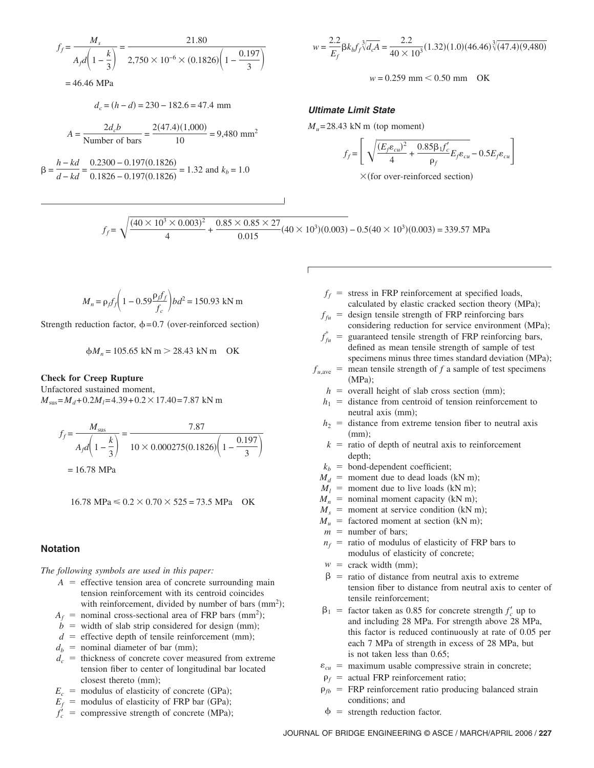$$f_f = \frac{M_s}{A_f d\left(1 - \frac{k}{3}\right)} = \frac{21.80}{2{,}750 \times 10^{-6} \times (0.1826)\left(1 - \frac{0.197}{3}\right)}$$

$$= 46.46 \text{ MPa}$$

$$d_c = (h - d) = 230 - 182.6 = 47.4 \text{ mm}$$

$$A = \frac{2 d_c b}{\text{Number of bars}} = \frac{2(47.4)(1{,}000)}{10} = 9{,}480 \text{ mm}^2$$

$$\beta = \frac{h - kd}{d - kd} = \frac{0.2300 - 0.197(0.1826)}{0.1826 - 0.197(0.1826)} = 1.32 \text{ and } k_b = 1.0$$

$$w = \frac{2.2}{E_f}\beta k_b f_f \sqrt[3]{d_c A} = \frac{2.2}{40 \times 10^3}(1.32)(1.0)(46.46)\sqrt[3]{(47.4)(9{,}480)}$$

$$w = 0.259 \text{ mm} < 0.50 \text{ mm} \quad \text{OK}$$

### *Ultimate Limit State*

$M_u = 28.43$ kN m (top moment)

$$f_f = \left[\sqrt{\frac{(E_f \varepsilon_{cu})^2}{4} + \frac{0.85 \beta_1 f'_c}{\rho_f} E_f \varepsilon_{cu}} - 0.5 E_f \varepsilon_{cu}\right]$$

$\times$(for over-reinforced section)

$$f_f = \sqrt{\frac{(40 \times 10^3 \times 0.003)^2}{4} + \frac{0.85 \times 0.85 \times 27}{0.015}(40 \times 10^3)(0.003)} - 0.5(40 \times 10^3)(0.003) = 339.57 \text{ MPa}$$

$$M_n = \rho_f f_f\left(1 - 0.59\frac{\rho_f f_f}{f_c}\right) b d^2 = 150.93 \text{ kN m}$$

Strength reduction factor, $\phi = 0.7$ (over-reinforced section)

$$\phi M_n = 105.65 \text{ kN m} > 28.43 \text{ kN m} \quad \text{OK}$$

**Check for Creep Rupture**

Unfactored sustained moment,
$M_{sus} = M_d + 0.2 M_l = 4.39 + 0.2 \times 17.40 = 7.87$ kN m

$$f_f = \frac{M_{sus}}{A_f d\left(1 - \frac{k}{3}\right)} = \frac{7.87}{10 \times 0.000275(0.1826)\left(1 - \frac{0.197}{3}\right)}$$

$$= 16.78 \text{ MPa}$$

$$16.78 \text{ MPa} \leq 0.2 \times 0.70 \times 525 = 73.5 \text{ MPa} \quad \text{OK}$$

## Notation

*The following symbols are used in this paper:*

- $A$ = effective tension area of concrete surrounding main tension reinforcement with its centroid coincides with reinforcement, divided by number of bars (mm$^2$);
- $A_f$ = nominal cross-sectional area of FRP bars (mm$^2$);
- $b$ = width of slab strip considered for design (mm);
- $d$ = effective depth of tensile reinforcement (mm);
- $d_b$ = nominal diameter of bar (mm);
- $d_c$ = thickness of concrete cover measured from extreme tension fiber to center of longitudinal bar located closest thereto (mm);
- $E_c$ = modulus of elasticity of concrete (GPa);
- $E_f$ = modulus of elasticity of FRP bar (GPa);
- $f'_c$ = compressive strength of concrete (MPa);
- $f_f$ = stress in FRP reinforcement at specified loads, calculated by elastic cracked section theory (MPa);
- $f_{fu}$ = design tensile strength of FRP reinforcing bars considering reduction for service environment (MPa);
- $f^*_{fu}$ = guaranteed tensile strength of FRP reinforcing bars, defined as mean tensile strength of sample of test specimens minus three times standard deviation (MPa);
- $f_{u,\text{ave}}$ = mean tensile strength of $f$ a sample of test specimens (MPa);
- $h$ = overall height of slab cross section (mm);
- $h_1$ = distance from centroid of tension reinforcement to neutral axis (mm);
- $h_2$ = distance from extreme tension fiber to neutral axis (mm);
- $k$ = ratio of depth of neutral axis to reinforcement depth;
- $k_b$ = bond-dependent coefficient;
- $M_d$ = moment due to dead loads (kN m);
- $M_l$ = moment due to live loads (kN m);
- $M_n$ = nominal moment capacity (kN m);
- $M_s$ = moment at service condition (kN m);
- $M_u$ = factored moment at section (kN m);
- $m$ = number of bars;
- $n_f$ = ratio of modulus of elasticity of FRP bars to modulus of elasticity of concrete;
- $w$ = crack width (mm);
- $\beta$ = ratio of distance from neutral axis to extreme tension fiber to distance from neutral axis to center of tensile reinforcement;
- $\beta_1$ = factor taken as 0.85 for concrete strength $f'_c$ up to and including 28 MPa. For strength above 28 MPa, this factor is reduced continuously at rate of 0.05 per each 7 MPa of strength in excess of 28 MPa, but is not taken less than 0.65;
- $\varepsilon_{cu}$ = maximum usable compressive strain in concrete;
- $\rho_f$ = actual FRP reinforcement ratio;
- $\rho_{fb}$ = FRP reinforcement ratio producing balanced strain conditions; and
- $\phi$ = strength reduction factor.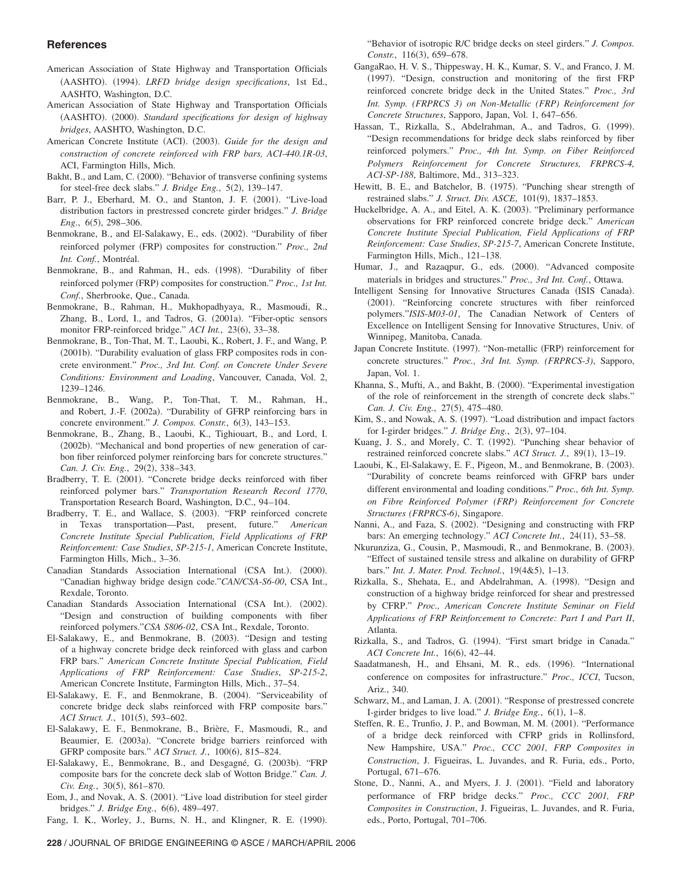## References

American Association of State Highway and Transportation Officials (AASHTO). (1994). *LRFD bridge design specifications*, 1st Ed., AASHTO, Washington, D.C.

American Association of State Highway and Transportation Officials (AASHTO). (2000). *Standard specifications for design of highway bridges*, AASHTO, Washington, D.C.

American Concrete Institute (ACI). (2003). *Guide for the design and construction of concrete reinforced with FRP bars, ACI-440.1R-03*, ACI, Farmington Hills, Mich.

Bakht, B., and Lam, C. (2000). "Behavior of transverse confining systems for steel-free deck slabs." *J. Bridge Eng.*, 5(2), 139–147.

Barr, P. J., Eberhard, M. O., and Stanton, J. F. (2001). "Live-load distribution factors in prestressed concrete girder bridges." *J. Bridge Eng.*, 6(5), 298–306.

Benmokrane, B., and El-Salakawy, E., eds. (2002). "Durability of fiber reinforced polymer (FRP) composites for construction." *Proc., 2nd Int. Conf.*, Montréal.

Benmokrane, B., and Rahman, H., eds. (1998). "Durability of fiber reinforced polymer (FRP) composites for construction." *Proc., 1st Int. Conf.*, Sherbrooke, Que., Canada.

Benmokrane, B., Rahman, H., Mukhopadhyaya, R., Masmoudi, R., Zhang, B., Lord, I., and Tadros, G. (2001a). "Fiber-optic sensors monitor FRP-reinforced bridge." *ACI Int.*, 23(6), 33–38.

Benmokrane, B., Ton-That, M. T., Laoubi, K., Robert, J. F., and Wang, P. (2001b). "Durability evaluation of glass FRP composites rods in concrete environment." *Proc., 3rd Int. Conf. on Concrete Under Severe Conditions: Environment and Loading*, Vancouver, Canada, Vol. 2, 1239–1246.

Benmokrane, B., Wang, P., Ton-That, T. M., Rahman, H., and Robert, J.-F. (2002a). "Durability of GFRP reinforcing bars in concrete environment." *J. Compos. Constr.*, 6(3), 143–153.

Benmokrane, B., Zhang, B., Laoubi, K., Tighiouart, B., and Lord, I. (2002b). "Mechanical and bond properties of new generation of carbon fiber reinforced polymer reinforcing bars for concrete structures." *Can. J. Civ. Eng.*, 29(2), 338–343.

Bradberry, T. E. (2001). "Concrete bridge decks reinforced with fiber reinforced polymer bars." *Transportation Research Record 1770*, Transportation Research Board, Washington, D.C., 94–104.

Bradberry, T. E., and Wallace, S. (2003). "FRP reinforced concrete in Texas transportation—Past, present, future." *American Concrete Institute Special Publication, Field Applications of FRP Reinforcement: Case Studies*, *SP-215-1*, American Concrete Institute, Farmington Hills, Mich., 3–36.

Canadian Standards Association International (CSA Int.). (2000). "Canadian highway bridge design code."*CAN/CSA-S6-00*, CSA Int., Rexdale, Toronto.

Canadian Standards Association International (CSA Int.). (2002). "Design and construction of building components with fiber reinforced polymers."*CSA S806-02*, CSA Int., Rexdale, Toronto.

El-Salakawy, E., and Benmokrane, B. (2003). "Design and testing of a highway concrete bridge deck reinforced with glass and carbon FRP bars." *American Concrete Institute Special Publication, Field Applications of FRP Reinforcement: Case Studies*, *SP-215-2*, American Concrete Institute, Farmington Hills, Mich., 37–54.

El-Salakawy, E. F., and Benmokrane, B. (2004). "Serviceability of concrete bridge deck slabs reinforced with FRP composite bars." *ACI Struct. J.*, 101(5), 593–602.

El-Salakawy, E. F., Benmokrane, B., Brière, F., Masmoudi, R., and Beaumier, E. (2003a). "Concrete bridge barriers reinforced with GFRP composite bars." *ACI Struct. J.*, 100(6), 815–824.

El-Salakawy, E., Benmokrane, B., and Desgagné, G. (2003b). "FRP composite bars for the concrete deck slab of Wotton Bridge." *Can. J. Civ. Eng.*, 30(5), 861–870.

Eom, J., and Novak, A. S. (2001). "Live load distribution for steel girder bridges." *J. Bridge Eng.*, 6(6), 489–497.

Fang, I. K., Worley, J., Burns, N. H., and Klingner, R. E. (1990). "Behavior of isotropic R/C bridge decks on steel girders." *J. Compos. Constr.*, 116(3), 659–678.

GangaRao, H. V. S., Thippesway, H. K., Kumar, S. V., and Franco, J. M. (1997). "Design, construction and monitoring of the first FRP reinforced concrete bridge deck in the United States." *Proc., 3rd Int. Symp. (FRPRCS 3) on Non-Metallic (FRP) Reinforcement for Concrete Structures*, Sapporo, Japan, Vol. 1, 647–656.

Hassan, T., Rizkalla, S., Abdelrahman, A., and Tadros, G. (1999). "Design recommendations for bridge deck slabs reinforced by fiber reinforced polymers." *Proc., 4th Int. Symp. on Fiber Reinforced Polymers Reinforcement for Concrete Structures, FRPRCS-4, ACI-SP-188*, Baltimore, Md., 313–323.

Hewitt, B. E., and Batchelor, B. (1975). "Punching shear strength of restrained slabs." *J. Struct. Div. ASCE*, 101(9), 1837–1853.

Huckelbridge, A. A., and Eitel, A. K. (2003). "Preliminary performance observations for FRP reinforced concrete bridge deck." *American Concrete Institute Special Publication, Field Applications of FRP Reinforcement: Case Studies*, *SP-215-7*, American Concrete Institute, Farmington Hills, Mich., 121–138.

Humar, J., and Razaqpur, G., eds. (2000). "Advanced composite materials in bridges and structures." *Proc., 3rd Int. Conf.*, Ottawa.

Intelligent Sensing for Innovative Structures Canada (ISIS Canada). (2001). "Reinforcing concrete structures with fiber reinforced polymers."*ISIS-M03-01*, The Canadian Network of Centers of Excellence on Intelligent Sensing for Innovative Structures, Univ. of Winnipeg, Manitoba, Canada.

Japan Concrete Institute. (1997). "Non-metallic (FRP) reinforcement for concrete structures." *Proc., 3rd Int. Symp. (FRPRCS-3)*, Sapporo, Japan, Vol. 1.

Khanna, S., Mufti, A., and Bakht, B. (2000). "Experimental investigation of the role of reinforcement in the strength of concrete deck slabs." *Can. J. Civ. Eng.*, 27(5), 475–480.

Kim, S., and Nowak, A. S. (1997). "Load distribution and impact factors for I-girder bridges." *J. Bridge Eng.*, 2(3), 97–104.

Kuang, J. S., and Morely, C. T. (1992). "Punching shear behavior of restrained reinforced concrete slabs." *ACI Struct. J.*, 89(1), 13–19.

Laoubi, K., El-Salakawy, E. F., Pigeon, M., and Benmokrane, B. (2003). "Durability of concrete beams reinforced with GFRP bars under different environmental and loading conditions." *Proc., 6th Int. Symp. on Fibre Reinforced Polymer (FRP) Reinforcement for Concrete Structures (FRPRCS-6)*, Singapore.

Nanni, A., and Faza, S. (2002). "Designing and constructing with FRP bars: An emerging technology." *ACI Concrete Int.*, 24(11), 53–58.

Nkurunziza, G., Cousin, P., Masmoudi, R., and Benmokrane, B. (2003). "Effect of sustained tensile stress and alkaline on durability of GFRP bars." *Int. J. Mater. Prod. Technol.*, 19(4&5), 1–13.

Rizkalla, S., Shehata, E., and Abdelrahman, A. (1998). "Design and construction of a highway bridge reinforced for shear and prestressed by CFRP." *Proc., American Concrete Institute Seminar on Field Applications of FRP Reinforcement to Concrete: Part I and Part II*, Atlanta.

Rizkalla, S., and Tadros, G. (1994). "First smart bridge in Canada." *ACI Concrete Int.*, 16(6), 42–44.

Saadatmanesh, H., and Ehsani, M. R., eds. (1996). "International conference on composites for infrastructure." *Proc., ICCI*, Tucson, Ariz., 340.

Schwarz, M., and Laman, J. A. (2001). "Response of prestressed concrete I-girder bridges to live load." *J. Bridge Eng.*, 6(1), 1–8.

Steffen, R. E., Trunfio, J. P., and Bowman, M. M. (2001). "Performance of a bridge deck reinforced with CFRP grids in Rollinsford, New Hampshire, USA." *Proc., CCC 2001, FRP Composites in Construction*, J. Figueiras, L. Juvandes, and R. Furia, eds., Porto, Portugal, 671–676.

Stone, D., Nanni, A., and Myers, J. J. (2001). "Field and laboratory performance of FRP bridge decks." *Proc., CCC 2001, FRP Composites in Construction*, J. Figueiras, L. Juvandes, and R. Furia, eds., Porto, Portugal, 701–706.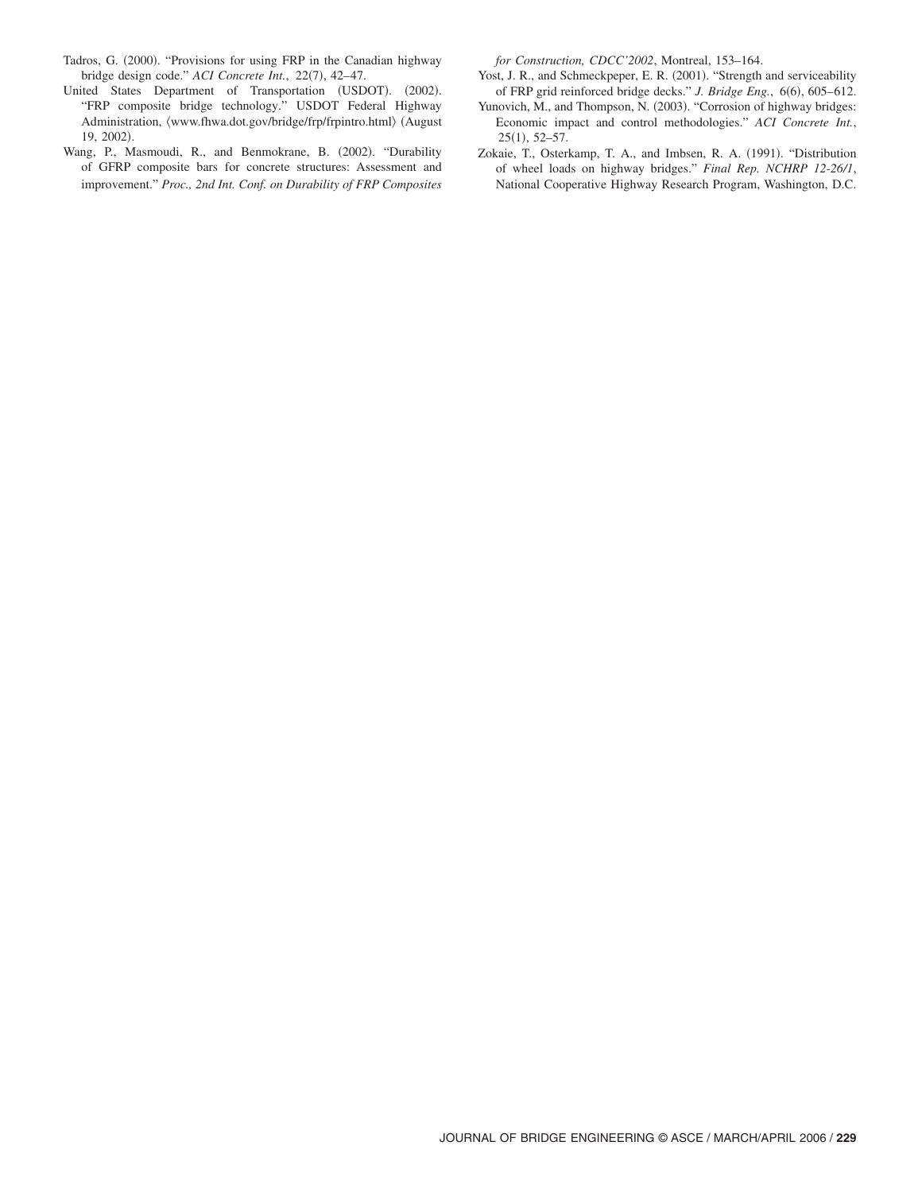Tadros, G. (2000). "Provisions for using FRP in the Canadian highway bridge design code." *ACI Concrete Int.*, 22(7), 42–47.

United States Department of Transportation (USDOT). (2002). "FRP composite bridge technology." USDOT Federal Highway Administration, ⟨www.fhwa.dot.gov/bridge/frp/frpintro.html⟩ (August 19, 2002).

Wang, P., Masmoudi, R., and Benmokrane, B. (2002). "Durability of GFRP composite bars for concrete structures: Assessment and improvement." *Proc., 2nd Int. Conf. on Durability of FRP Composites for Construction, CDCC'2002*, Montreal, 153–164.

Yost, J. R., and Schmeckpeper, E. R. (2001). "Strength and serviceability of FRP grid reinforced bridge decks." *J. Bridge Eng.*, 6(6), 605–612.

Yunovich, M., and Thompson, N. (2003). "Corrosion of highway bridges: Economic impact and control methodologies." *ACI Concrete Int.*, 25(1), 52–57.

Zokaie, T., Osterkamp, T. A., and Imbsen, R. A. (1991). "Distribution of wheel loads on highway bridges." *Final Rep. NCHRP 12-26/1*, National Cooperative Highway Research Program, Washington, D.C.